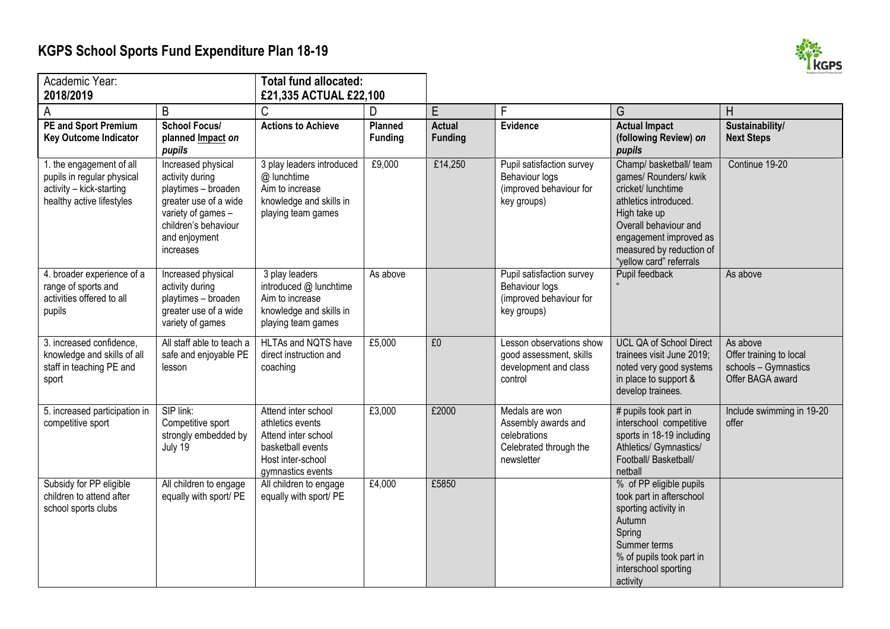# KGPS School Sports Fund Expenditure Plan 18-19

| Academic Year: **2018/2019** | | **Total fund allocated: £21,335 ACTUAL £22,100** | | | | | |
|---|---|---|---|---|---|---|---|
| A | B | C | D | E | F | G | H |
| **PE and Sport Premium Key Outcome Indicator** | **School Focus/ planned Impact *on pupils*** | **Actions to Achieve** | **Planned Funding** | **Actual Funding** | **Evidence** | **Actual Impact (following Review) *on pupils*** | **Sustainability/ Next Steps** |
| 1. the engagement of all pupils in regular physical activity – kick-starting healthy active lifestyles | Increased physical activity during playtimes – broaden greater use of a wide variety of games – children's behaviour and enjoyment increases | 3 play leaders introduced @ lunchtime Aim to increase knowledge and skills in playing team games | £9,000 | £14,250 | Pupil satisfaction survey Behaviour logs (improved behaviour for key groups) | Champ/ basketball/ team games/ Rounders/ kwik cricket/ lunchtime athletics introduced. High take up Overall behaviour and engagement improved as measured by reduction of "yellow card" referrals | Continue 19-20 |
| 4. broader experience of a range of sports and activities offered to all pupils | Increased physical activity during playtimes – broaden greater use of a wide variety of games | 3 play leaders introduced @ lunchtime Aim to increase knowledge and skills in playing team games | As above | | Pupil satisfaction survey Behaviour logs (improved behaviour for key groups) | Pupil feedback " | As above |
| 3. increased confidence, knowledge and skills of all staff in teaching PE and sport | All staff able to teach a safe and enjoyable PE lesson | HLTAs and NQTS have direct instruction and coaching | £5,000 | £0 | Lesson observations show good assessment, skills development and class control | UCL QA of School Direct trainees visit June 2019; noted very good systems in place to support & develop trainees. | As above Offer training to local schools – Gymnastics Offer BAGA award |
| 5. increased participation in competitive sport | SIP link: Competitive sport strongly embedded by July 19 | Attend inter school athletics events Attend inter school basketball events Host inter-school gymnastics events | £3,000 | £2000 | Medals are won Assembly awards and celebrations Celebrated through the newsletter | # pupils took part in interschool competitive sports in 18-19 including Athletics/ Gymnastics/ Football/ Basketball/ netball | Include swimming in 19-20 offer |
| Subsidy for PP eligible children to attend after school sports clubs | All children to engage equally with sport/ PE | All children to engage equally with sport/ PE | £4,000 | £5850 | | % of PP eligible pupils took part in afterschool sporting activity in Autumn Spring Summer terms % of pupils took part in interschool sporting activity | |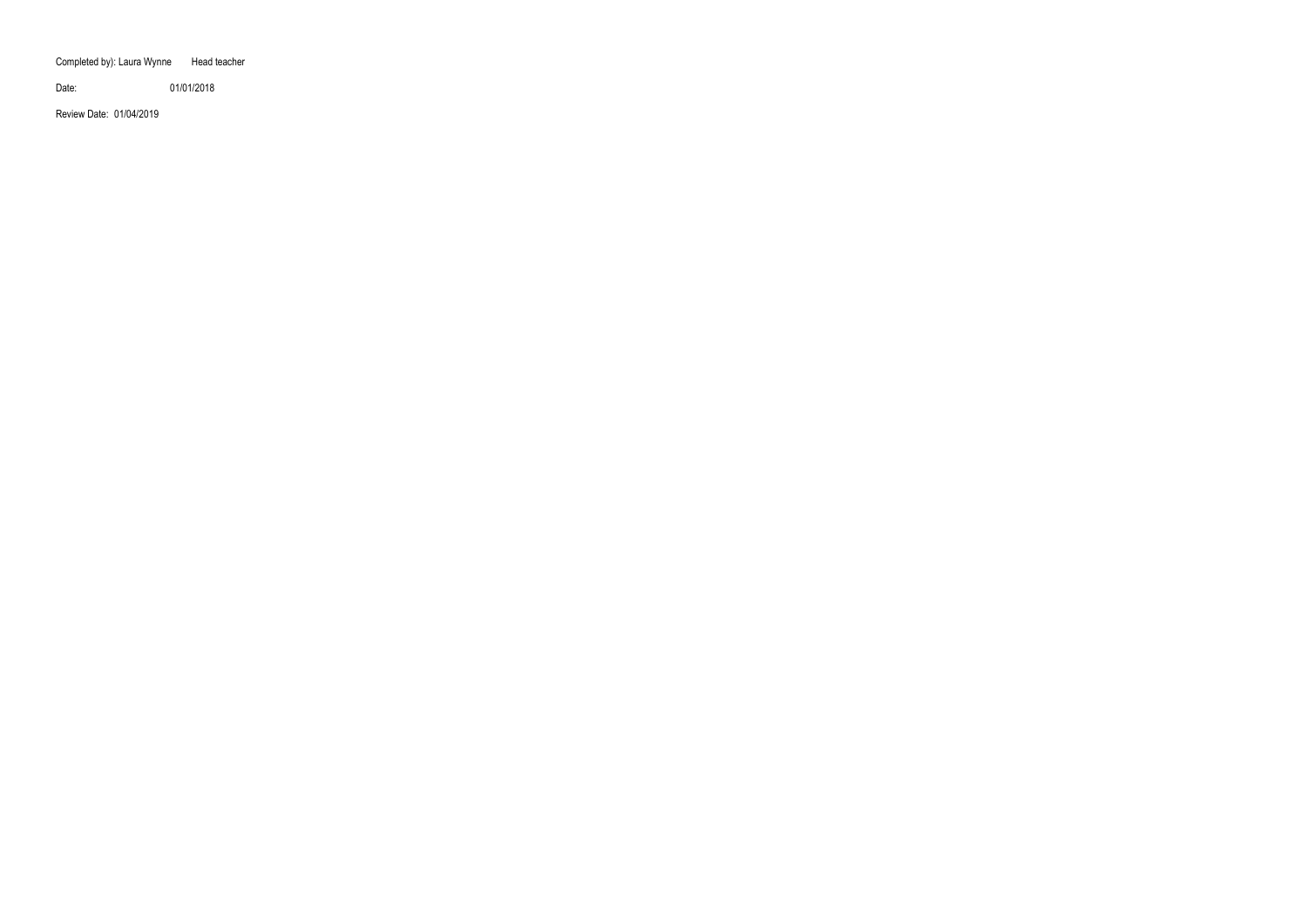Completed by): Laura Wynne Head teacher

Date: 01/01/2018

Review Date: 01/04/2019